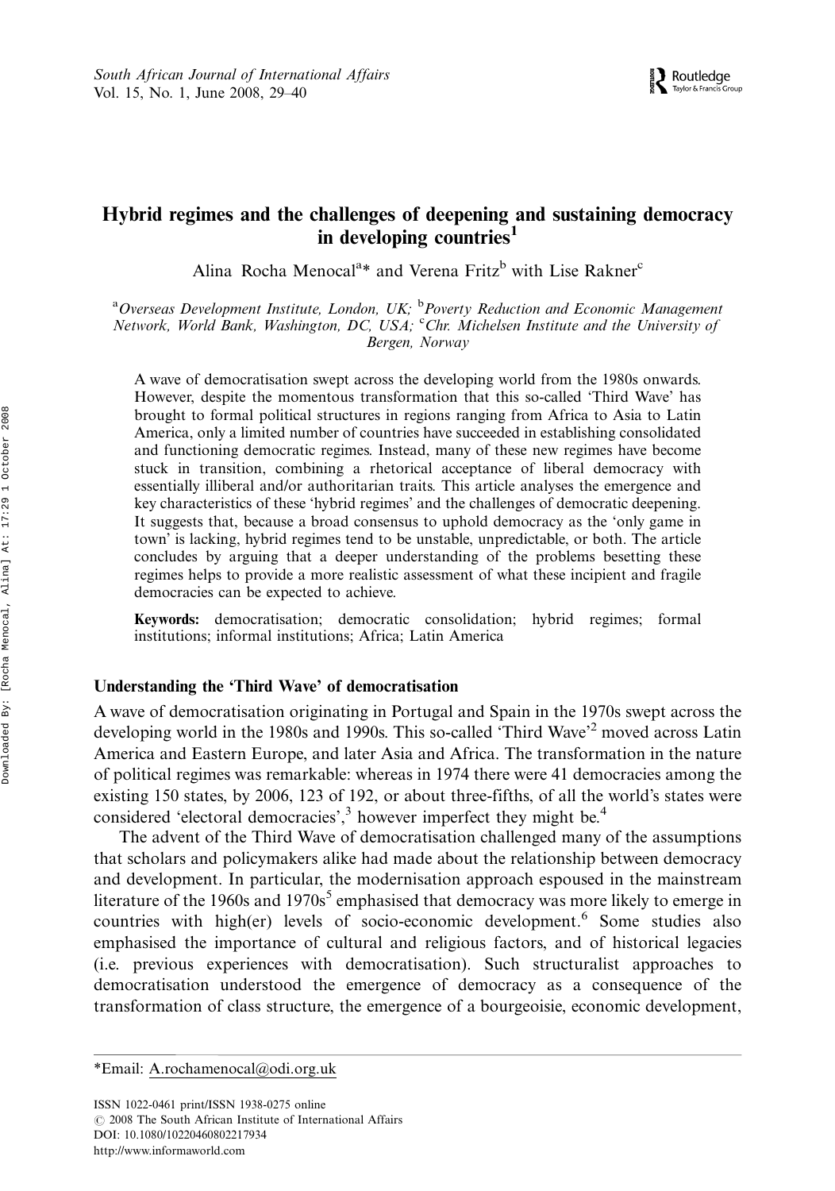# Hybrid regimes and the challenges of deepening and sustaining democracy in developing countries[1]

Alina Rocha Menocal[a]* and Verena Fritz[b] with Lise Rakner[c]

[a]*Overseas Development Institute, London, UK;* [b]*Poverty Reduction and Economic Management Network, World Bank, Washington, DC, USA;* [c]*Chr. Michelsen Institute and the University of Bergen, Norway*

A wave of democratisation swept across the developing world from the 1980s onwards. However, despite the momentous transformation that this so-called 'Third Wave' has brought to formal political structures in regions ranging from Africa to Asia to Latin America, only a limited number of countries have succeeded in establishing consolidated and functioning democratic regimes. Instead, many of these new regimes have become stuck in transition, combining a rhetorical acceptance of liberal democracy with essentially illiberal and/or authoritarian traits. This article analyses the emergence and key characteristics of these 'hybrid regimes' and the challenges of democratic deepening. It suggests that, because a broad consensus to uphold democracy as the 'only game in town' is lacking, hybrid regimes tend to be unstable, unpredictable, or both. The article concludes by arguing that a deeper understanding of the problems besetting these regimes helps to provide a more realistic assessment of what these incipient and fragile democracies can be expected to achieve.

**Keywords:** democratisation; democratic consolidation; hybrid regimes; formal institutions; informal institutions; Africa; Latin America

## Understanding the 'Third Wave' of democratisation

A wave of democratisation originating in Portugal and Spain in the 1970s swept across the developing world in the 1980s and 1990s. This so-called 'Third Wave'[2] moved across Latin America and Eastern Europe, and later Asia and Africa. The transformation in the nature of political regimes was remarkable: whereas in 1974 there were 41 democracies among the existing 150 states, by 2006, 123 of 192, or about three-fifths, of all the world's states were considered 'electoral democracies',[3] however imperfect they might be.[4]

The advent of the Third Wave of democratisation challenged many of the assumptions that scholars and policymakers alike had made about the relationship between democracy and development. In particular, the modernisation approach espoused in the mainstream literature of the 1960s and 1970s[5] emphasised that democracy was more likely to emerge in countries with high(er) levels of socio-economic development.[6] Some studies also emphasised the importance of cultural and religious factors, and of historical legacies (i.e. previous experiences with democratisation). Such structuralist approaches to democratisation understood the emergence of democracy as a consequence of the transformation of class structure, the emergence of a bourgeoisie, economic development,

*Email: A.rochamenocal@odi.org.uk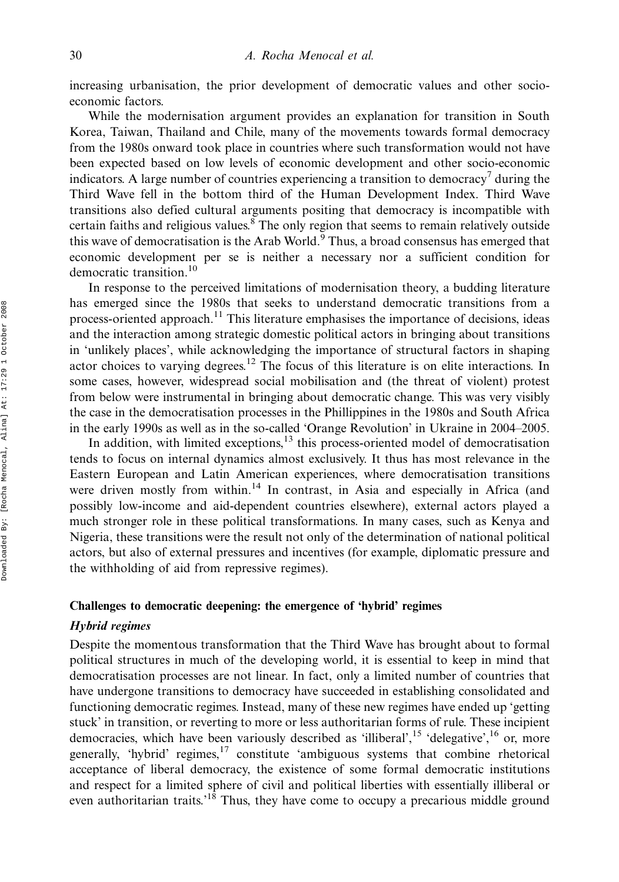increasing urbanisation, the prior development of democratic values and other socio-economic factors.

While the modernisation argument provides an explanation for transition in South Korea, Taiwan, Thailand and Chile, many of the movements towards formal democracy from the 1980s onward took place in countries where such transformation would not have been expected based on low levels of economic development and other socio-economic indicators. A large number of countries experiencing a transition to democracy[7] during the Third Wave fell in the bottom third of the Human Development Index. Third Wave transitions also defied cultural arguments positing that democracy is incompatible with certain faiths and religious values.[8] The only region that seems to remain relatively outside this wave of democratisation is the Arab World.[9] Thus, a broad consensus has emerged that economic development per se is neither a necessary nor a sufficient condition for democratic transition.[10]

In response to the perceived limitations of modernisation theory, a budding literature has emerged since the 1980s that seeks to understand democratic transitions from a process-oriented approach.[11] This literature emphasises the importance of decisions, ideas and the interaction among strategic domestic political actors in bringing about transitions in 'unlikely places', while acknowledging the importance of structural factors in shaping actor choices to varying degrees.[12] The focus of this literature is on elite interactions. In some cases, however, widespread social mobilisation and (the threat of violent) protest from below were instrumental in bringing about democratic change. This was very visibly the case in the democratisation processes in the Phillippines in the 1980s and South Africa in the early 1990s as well as in the so-called 'Orange Revolution' in Ukraine in 2004–2005.

In addition, with limited exceptions,[13] this process-oriented model of democratisation tends to focus on internal dynamics almost exclusively. It thus has most relevance in the Eastern European and Latin American experiences, where democratisation transitions were driven mostly from within.[14] In contrast, in Asia and especially in Africa (and possibly low-income and aid-dependent countries elsewhere), external actors played a much stronger role in these political transformations. In many cases, such as Kenya and Nigeria, these transitions were the result not only of the determination of national political actors, but also of external pressures and incentives (for example, diplomatic pressure and the withholding of aid from repressive regimes).

## Challenges to democratic deepening: the emergence of 'hybrid' regimes

### *Hybrid regimes*

Despite the momentous transformation that the Third Wave has brought about to formal political structures in much of the developing world, it is essential to keep in mind that democratisation processes are not linear. In fact, only a limited number of countries that have undergone transitions to democracy have succeeded in establishing consolidated and functioning democratic regimes. Instead, many of these new regimes have ended up 'getting stuck' in transition, or reverting to more or less authoritarian forms of rule. These incipient democracies, which have been variously described as 'illiberal',[15] 'delegative',[16] or, more generally, 'hybrid' regimes,[17] constitute 'ambiguous systems that combine rhetorical acceptance of liberal democracy, the existence of some formal democratic institutions and respect for a limited sphere of civil and political liberties with essentially illiberal or even authoritarian traits.'[18] Thus, they have come to occupy a precarious middle ground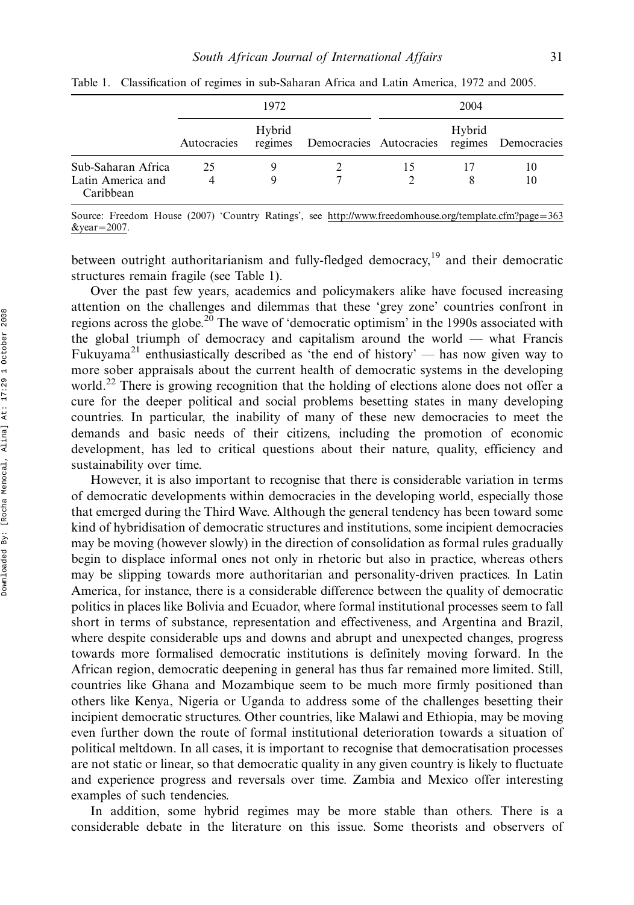Table 1. Classification of regimes in sub-Saharan Africa and Latin America, 1972 and 2005.

| | 1972 | | | 2004 | | |
|---|---|---|---|---|---|---|
| | Autocracies | Hybrid regimes | Democracies | Autocracies | Hybrid regimes | Democracies |
| Sub-Saharan Africa | 25 | 9 | 2 | 15 | 17 | 10 |
| Latin America and Caribbean | 4 | 9 | 7 | 2 | 8 | 10 |

Source: Freedom House (2007) 'Country Ratings', see http://www.freedomhouse.org/template.cfm?page=363&year=2007.

between outright authoritarianism and fully-fledged democracy,[19] and their democratic structures remain fragile (see Table 1).

Over the past few years, academics and policymakers alike have focused increasing attention on the challenges and dilemmas that these 'grey zone' countries confront in regions across the globe.[20] The wave of 'democratic optimism' in the 1990s associated with the global triumph of democracy and capitalism around the world — what Francis Fukuyama[21] enthusiastically described as 'the end of history' — has now given way to more sober appraisals about the current health of democratic systems in the developing world.[22] There is growing recognition that the holding of elections alone does not offer a cure for the deeper political and social problems besetting states in many developing countries. In particular, the inability of many of these new democracies to meet the demands and basic needs of their citizens, including the promotion of economic development, has led to critical questions about their nature, quality, efficiency and sustainability over time.

However, it is also important to recognise that there is considerable variation in terms of democratic developments within democracies in the developing world, especially those that emerged during the Third Wave. Although the general tendency has been toward some kind of hybridisation of democratic structures and institutions, some incipient democracies may be moving (however slowly) in the direction of consolidation as formal rules gradually begin to displace informal ones not only in rhetoric but also in practice, whereas others may be slipping towards more authoritarian and personality-driven practices. In Latin America, for instance, there is a considerable difference between the quality of democratic politics in places like Bolivia and Ecuador, where formal institutional processes seem to fall short in terms of substance, representation and effectiveness, and Argentina and Brazil, where despite considerable ups and downs and abrupt and unexpected changes, progress towards more formalised democratic institutions is definitely moving forward. In the African region, democratic deepening in general has thus far remained more limited. Still, countries like Ghana and Mozambique seem to be much more firmly positioned than others like Kenya, Nigeria or Uganda to address some of the challenges besetting their incipient democratic structures. Other countries, like Malawi and Ethiopia, may be moving even further down the route of formal institutional deterioration towards a situation of political meltdown. In all cases, it is important to recognise that democratisation processes are not static or linear, so that democratic quality in any given country is likely to fluctuate and experience progress and reversals over time. Zambia and Mexico offer interesting examples of such tendencies.

In addition, some hybrid regimes may be more stable than others. There is a considerable debate in the literature on this issue. Some theorists and observers of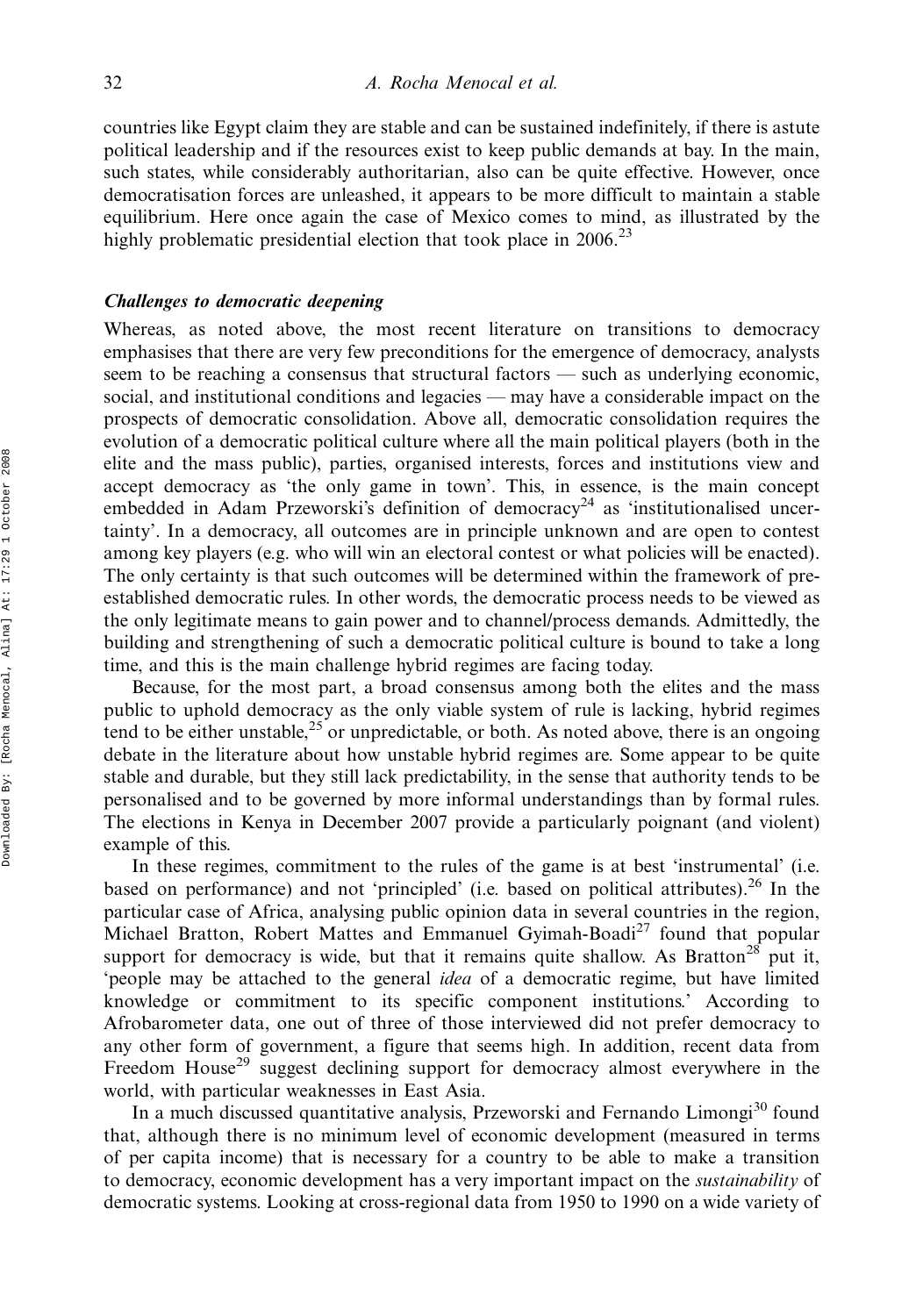countries like Egypt claim they are stable and can be sustained indefinitely, if there is astute political leadership and if the resources exist to keep public demands at bay. In the main, such states, while considerably authoritarian, also can be quite effective. However, once democratisation forces are unleashed, it appears to be more difficult to maintain a stable equilibrium. Here once again the case of Mexico comes to mind, as illustrated by the highly problematic presidential election that took place in 2006.[23]

### *Challenges to democratic deepening*

Whereas, as noted above, the most recent literature on transitions to democracy emphasises that there are very few preconditions for the emergence of democracy, analysts seem to be reaching a consensus that structural factors — such as underlying economic, social, and institutional conditions and legacies — may have a considerable impact on the prospects of democratic consolidation. Above all, democratic consolidation requires the evolution of a democratic political culture where all the main political players (both in the elite and the mass public), parties, organised interests, forces and institutions view and accept democracy as 'the only game in town'. This, in essence, is the main concept embedded in Adam Przeworski's definition of democracy[24] as 'institutionalised uncertainty'. In a democracy, all outcomes are in principle unknown and are open to contest among key players (e.g. who will win an electoral contest or what policies will be enacted). The only certainty is that such outcomes will be determined within the framework of pre-established democratic rules. In other words, the democratic process needs to be viewed as the only legitimate means to gain power and to channel/process demands. Admittedly, the building and strengthening of such a democratic political culture is bound to take a long time, and this is the main challenge hybrid regimes are facing today.

Because, for the most part, a broad consensus among both the elites and the mass public to uphold democracy as the only viable system of rule is lacking, hybrid regimes tend to be either unstable,[25] or unpredictable, or both. As noted above, there is an ongoing debate in the literature about how unstable hybrid regimes are. Some appear to be quite stable and durable, but they still lack predictability, in the sense that authority tends to be personalised and to be governed by more informal understandings than by formal rules. The elections in Kenya in December 2007 provide a particularly poignant (and violent) example of this.

In these regimes, commitment to the rules of the game is at best 'instrumental' (i.e. based on performance) and not 'principled' (i.e. based on political attributes).[26] In the particular case of Africa, analysing public opinion data in several countries in the region, Michael Bratton, Robert Mattes and Emmanuel Gyimah-Boadi[27] found that popular support for democracy is wide, but that it remains quite shallow. As Bratton[28] put it, 'people may be attached to the general *idea* of a democratic regime, but have limited knowledge or commitment to its specific component institutions.' According to Afrobarometer data, one out of three of those interviewed did not prefer democracy to any other form of government, a figure that seems high. In addition, recent data from Freedom House[29] suggest declining support for democracy almost everywhere in the world, with particular weaknesses in East Asia.

In a much discussed quantitative analysis, Przeworski and Fernando Limongi[30] found that, although there is no minimum level of economic development (measured in terms of per capita income) that is necessary for a country to be able to make a transition to democracy, economic development has a very important impact on the *sustainability* of democratic systems. Looking at cross-regional data from 1950 to 1990 on a wide variety of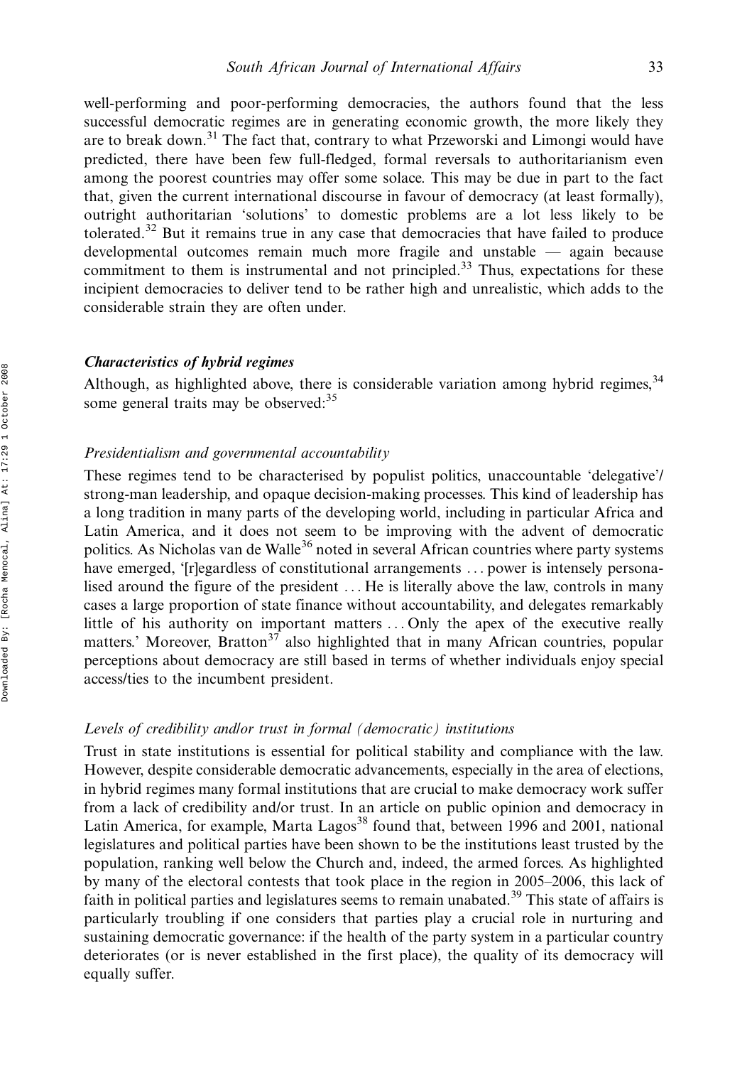well-performing and poor-performing democracies, the authors found that the less successful democratic regimes are in generating economic growth, the more likely they are to break down.[31] The fact that, contrary to what Przeworski and Limongi would have predicted, there have been few full-fledged, formal reversals to authoritarianism even among the poorest countries may offer some solace. This may be due in part to the fact that, given the current international discourse in favour of democracy (at least formally), outright authoritarian 'solutions' to domestic problems are a lot less likely to be tolerated.[32] But it remains true in any case that democracies that have failed to produce developmental outcomes remain much more fragile and unstable — again because commitment to them is instrumental and not principled.[33] Thus, expectations for these incipient democracies to deliver tend to be rather high and unrealistic, which adds to the considerable strain they are often under.

### *Characteristics of hybrid regimes*

Although, as highlighted above, there is considerable variation among hybrid regimes,[34] some general traits may be observed:[35]

#### *Presidentialism and governmental accountability*

These regimes tend to be characterised by populist politics, unaccountable 'delegative'/strong-man leadership, and opaque decision-making processes. This kind of leadership has a long tradition in many parts of the developing world, including in particular Africa and Latin America, and it does not seem to be improving with the advent of democratic politics. As Nicholas van de Walle[36] noted in several African countries where party systems have emerged, '[r]egardless of constitutional arrangements ... power is intensely personalised around the figure of the president ... He is literally above the law, controls in many cases a large proportion of state finance without accountability, and delegates remarkably little of his authority on important matters ... Only the apex of the executive really matters.' Moreover, Bratton[37] also highlighted that in many African countries, popular perceptions about democracy are still based in terms of whether individuals enjoy special access/ties to the incumbent president.

#### *Levels of credibility and/or trust in formal (democratic) institutions*

Trust in state institutions is essential for political stability and compliance with the law. However, despite considerable democratic advancements, especially in the area of elections, in hybrid regimes many formal institutions that are crucial to make democracy work suffer from a lack of credibility and/or trust. In an article on public opinion and democracy in Latin America, for example, Marta Lagos[38] found that, between 1996 and 2001, national legislatures and political parties have been shown to be the institutions least trusted by the population, ranking well below the Church and, indeed, the armed forces. As highlighted by many of the electoral contests that took place in the region in 2005–2006, this lack of faith in political parties and legislatures seems to remain unabated.[39] This state of affairs is particularly troubling if one considers that parties play a crucial role in nurturing and sustaining democratic governance: if the health of the party system in a particular country deteriorates (or is never established in the first place), the quality of its democracy will equally suffer.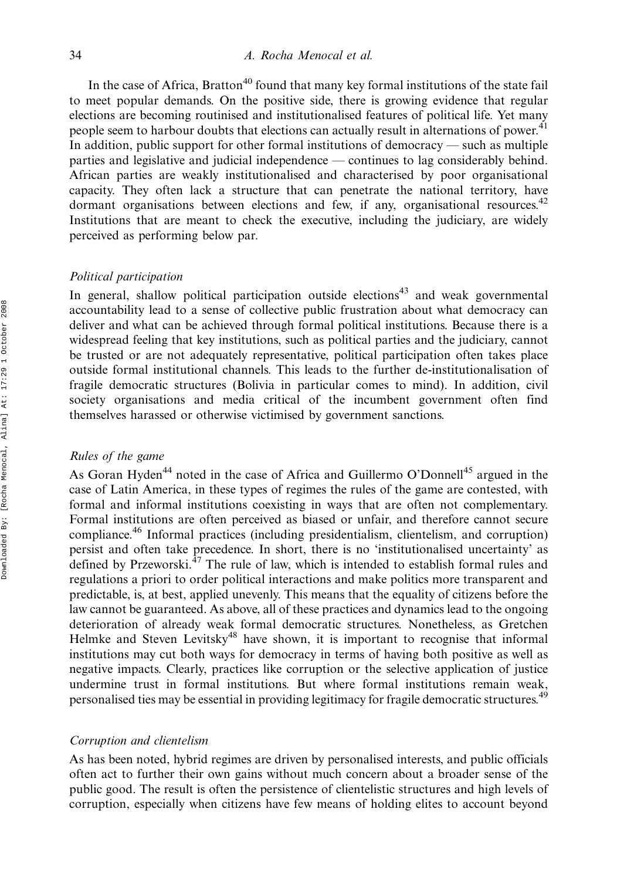In the case of Africa, Bratton[40] found that many key formal institutions of the state fail to meet popular demands. On the positive side, there is growing evidence that regular elections are becoming routinised and institutionalised features of political life. Yet many people seem to harbour doubts that elections can actually result in alternations of power.[41] In addition, public support for other formal institutions of democracy — such as multiple parties and legislative and judicial independence — continues to lag considerably behind. African parties are weakly institutionalised and characterised by poor organisational capacity. They often lack a structure that can penetrate the national territory, have dormant organisations between elections and few, if any, organisational resources.[42] Institutions that are meant to check the executive, including the judiciary, are widely perceived as performing below par.

### *Political participation*

In general, shallow political participation outside elections[43] and weak governmental accountability lead to a sense of collective public frustration about what democracy can deliver and what can be achieved through formal political institutions. Because there is a widespread feeling that key institutions, such as political parties and the judiciary, cannot be trusted or are not adequately representative, political participation often takes place outside formal institutional channels. This leads to the further de-institutionalisation of fragile democratic structures (Bolivia in particular comes to mind). In addition, civil society organisations and media critical of the incumbent government often find themselves harassed or otherwise victimised by government sanctions.

### *Rules of the game*

As Goran Hyden[44] noted in the case of Africa and Guillermo O'Donnell[45] argued in the case of Latin America, in these types of regimes the rules of the game are contested, with formal and informal institutions coexisting in ways that are often not complementary. Formal institutions are often perceived as biased or unfair, and therefore cannot secure compliance.[46] Informal practices (including presidentialism, clientelism, and corruption) persist and often take precedence. In short, there is no 'institutionalised uncertainty' as defined by Przeworski.[47] The rule of law, which is intended to establish formal rules and regulations a priori to order political interactions and make politics more transparent and predictable, is, at best, applied unevenly. This means that the equality of citizens before the law cannot be guaranteed. As above, all of these practices and dynamics lead to the ongoing deterioration of already weak formal democratic structures. Nonetheless, as Gretchen Helmke and Steven Levitsky[48] have shown, it is important to recognise that informal institutions may cut both ways for democracy in terms of having both positive as well as negative impacts. Clearly, practices like corruption or the selective application of justice undermine trust in formal institutions. But where formal institutions remain weak, personalised ties may be essential in providing legitimacy for fragile democratic structures.[49]

### *Corruption and clientelism*

As has been noted, hybrid regimes are driven by personalised interests, and public officials often act to further their own gains without much concern about a broader sense of the public good. The result is often the persistence of clientelistic structures and high levels of corruption, especially when citizens have few means of holding elites to account beyond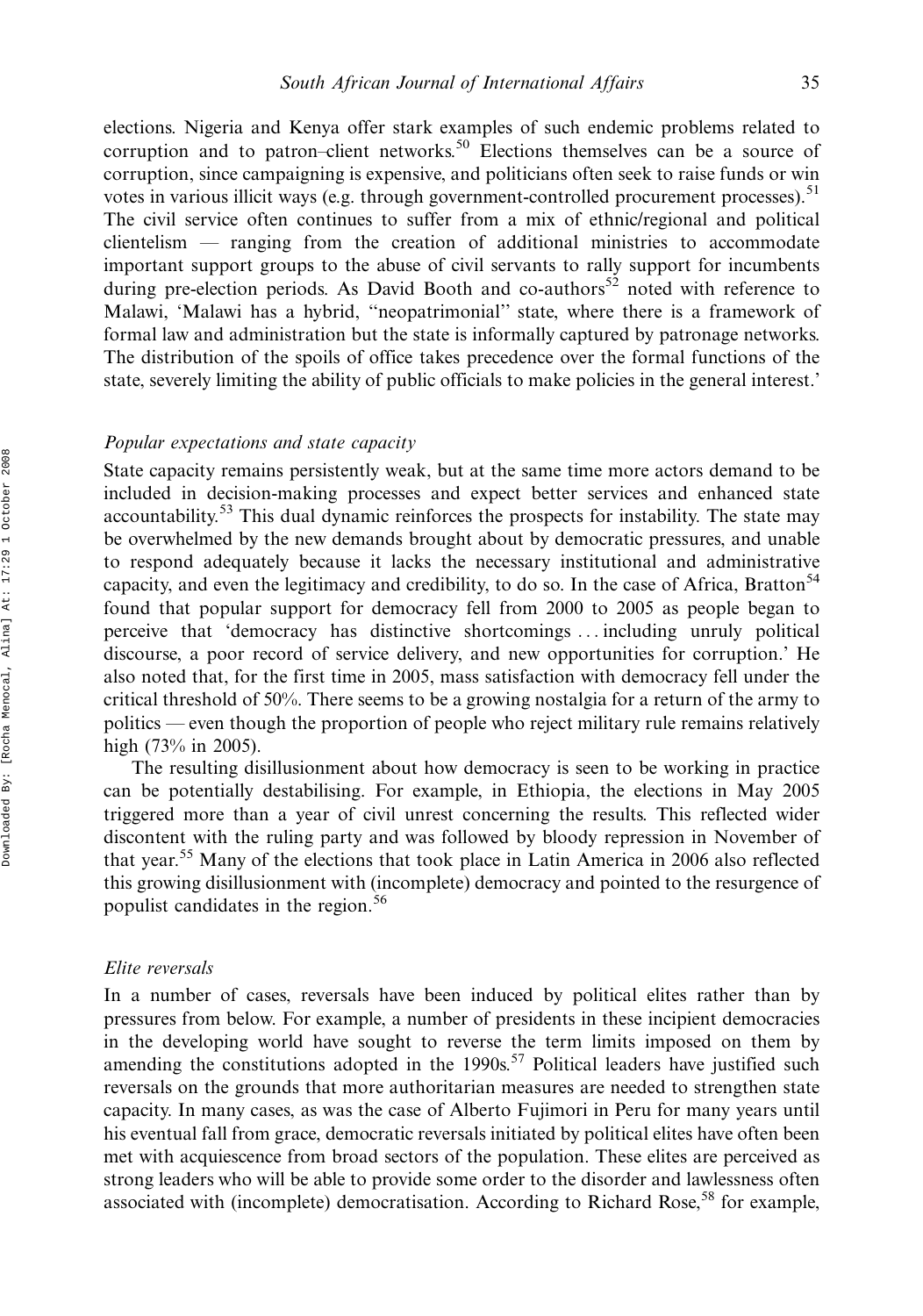elections. Nigeria and Kenya offer stark examples of such endemic problems related to corruption and to patron–client networks.[50] Elections themselves can be a source of corruption, since campaigning is expensive, and politicians often seek to raise funds or win votes in various illicit ways (e.g. through government-controlled procurement processes).[51] The civil service often continues to suffer from a mix of ethnic/regional and political clientelism — ranging from the creation of additional ministries to accommodate important support groups to the abuse of civil servants to rally support for incumbents during pre-election periods. As David Booth and co-authors[52] noted with reference to Malawi, 'Malawi has a hybrid, "neopatrimonial" state, where there is a framework of formal law and administration but the state is informally captured by patronage networks. The distribution of the spoils of office takes precedence over the formal functions of the state, severely limiting the ability of public officials to make policies in the general interest.'

### *Popular expectations and state capacity*

State capacity remains persistently weak, but at the same time more actors demand to be included in decision-making processes and expect better services and enhanced state accountability.[53] This dual dynamic reinforces the prospects for instability. The state may be overwhelmed by the new demands brought about by democratic pressures, and unable to respond adequately because it lacks the necessary institutional and administrative capacity, and even the legitimacy and credibility, to do so. In the case of Africa, Bratton[54] found that popular support for democracy fell from 2000 to 2005 as people began to perceive that 'democracy has distinctive shortcomings … including unruly political discourse, a poor record of service delivery, and new opportunities for corruption.' He also noted that, for the first time in 2005, mass satisfaction with democracy fell under the critical threshold of 50%. There seems to be a growing nostalgia for a return of the army to politics — even though the proportion of people who reject military rule remains relatively high (73% in 2005).

The resulting disillusionment about how democracy is seen to be working in practice can be potentially destabilising. For example, in Ethiopia, the elections in May 2005 triggered more than a year of civil unrest concerning the results. This reflected wider discontent with the ruling party and was followed by bloody repression in November of that year.[55] Many of the elections that took place in Latin America in 2006 also reflected this growing disillusionment with (incomplete) democracy and pointed to the resurgence of populist candidates in the region.[56]

### *Elite reversals*

In a number of cases, reversals have been induced by political elites rather than by pressures from below. For example, a number of presidents in these incipient democracies in the developing world have sought to reverse the term limits imposed on them by amending the constitutions adopted in the 1990s.[57] Political leaders have justified such reversals on the grounds that more authoritarian measures are needed to strengthen state capacity. In many cases, as was the case of Alberto Fujimori in Peru for many years until his eventual fall from grace, democratic reversals initiated by political elites have often been met with acquiescence from broad sectors of the population. These elites are perceived as strong leaders who will be able to provide some order to the disorder and lawlessness often associated with (incomplete) democratisation. According to Richard Rose,[58] for example,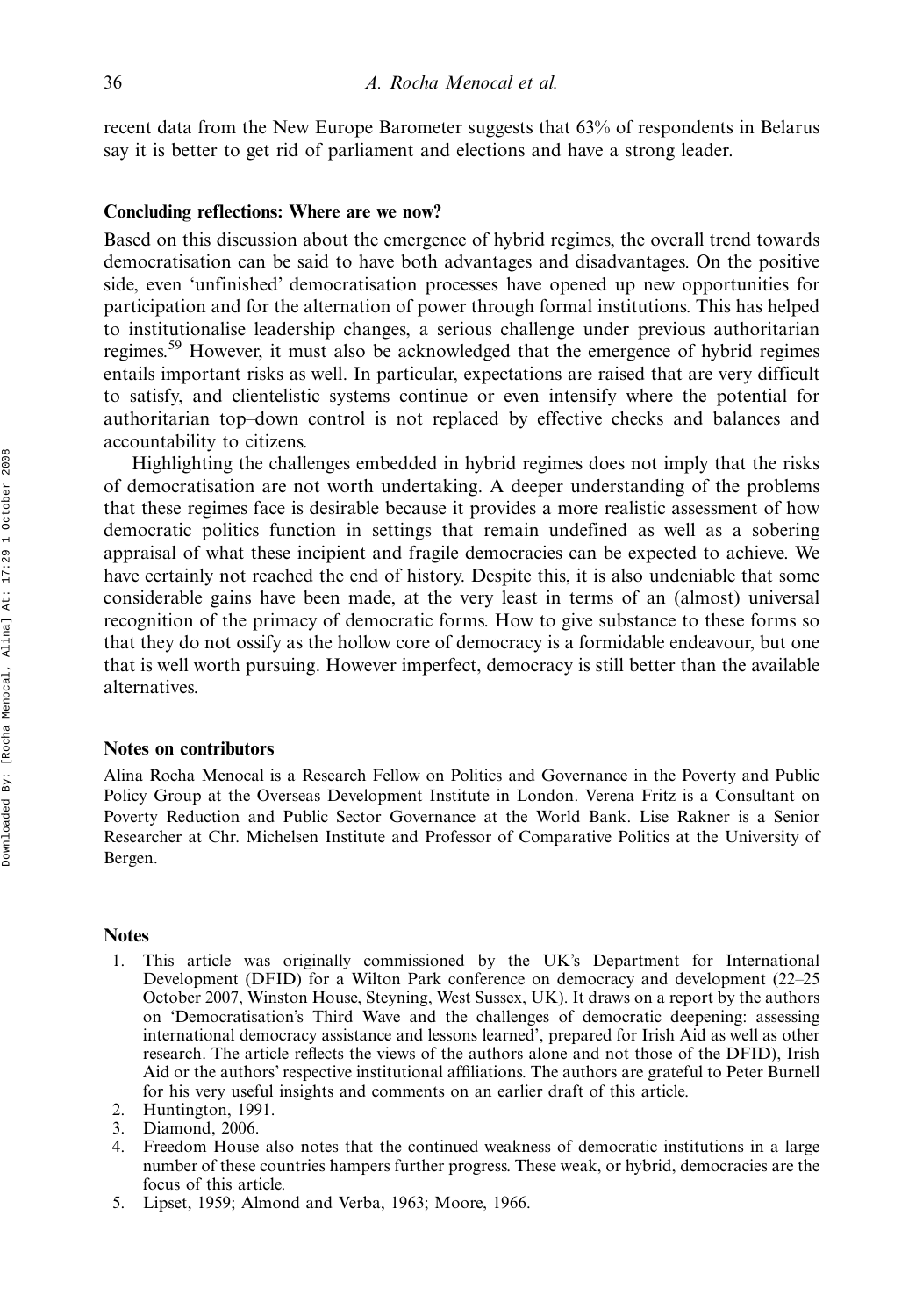recent data from the New Europe Barometer suggests that 63% of respondents in Belarus say it is better to get rid of parliament and elections and have a strong leader.

## Concluding reflections: Where are we now?

Based on this discussion about the emergence of hybrid regimes, the overall trend towards democratisation can be said to have both advantages and disadvantages. On the positive side, even 'unfinished' democratisation processes have opened up new opportunities for participation and for the alternation of power through formal institutions. This has helped to institutionalise leadership changes, a serious challenge under previous authoritarian regimes.[59] However, it must also be acknowledged that the emergence of hybrid regimes entails important risks as well. In particular, expectations are raised that are very difficult to satisfy, and clientelistic systems continue or even intensify where the potential for authoritarian top–down control is not replaced by effective checks and balances and accountability to citizens.

Highlighting the challenges embedded in hybrid regimes does not imply that the risks of democratisation are not worth undertaking. A deeper understanding of the problems that these regimes face is desirable because it provides a more realistic assessment of how democratic politics function in settings that remain undefined as well as a sobering appraisal of what these incipient and fragile democracies can be expected to achieve. We have certainly not reached the end of history. Despite this, it is also undeniable that some considerable gains have been made, at the very least in terms of an (almost) universal recognition of the primacy of democratic forms. How to give substance to these forms so that they do not ossify as the hollow core of democracy is a formidable endeavour, but one that is well worth pursuing. However imperfect, democracy is still better than the available alternatives.

## Notes on contributors

Alina Rocha Menocal is a Research Fellow on Politics and Governance in the Poverty and Public Policy Group at the Overseas Development Institute in London. Verena Fritz is a Consultant on Poverty Reduction and Public Sector Governance at the World Bank. Lise Rakner is a Senior Researcher at Chr. Michelsen Institute and Professor of Comparative Politics at the University of Bergen.

## Notes

1. This article was originally commissioned by the UK's Department for International Development (DFID) for a Wilton Park conference on democracy and development (22–25 October 2007, Winston House, Steyning, West Sussex, UK). It draws on a report by the authors on 'Democratisation's Third Wave and the challenges of democratic deepening: assessing international democracy assistance and lessons learned', prepared for Irish Aid as well as other research. The article reflects the views of the authors alone and not those of the DFID), Irish Aid or the authors' respective institutional affiliations. The authors are grateful to Peter Burnell for his very useful insights and comments on an earlier draft of this article.
2. Huntington, 1991.
3. Diamond, 2006.
4. Freedom House also notes that the continued weakness of democratic institutions in a large number of these countries hampers further progress. These weak, or hybrid, democracies are the focus of this article.
5. Lipset, 1959; Almond and Verba, 1963; Moore, 1966.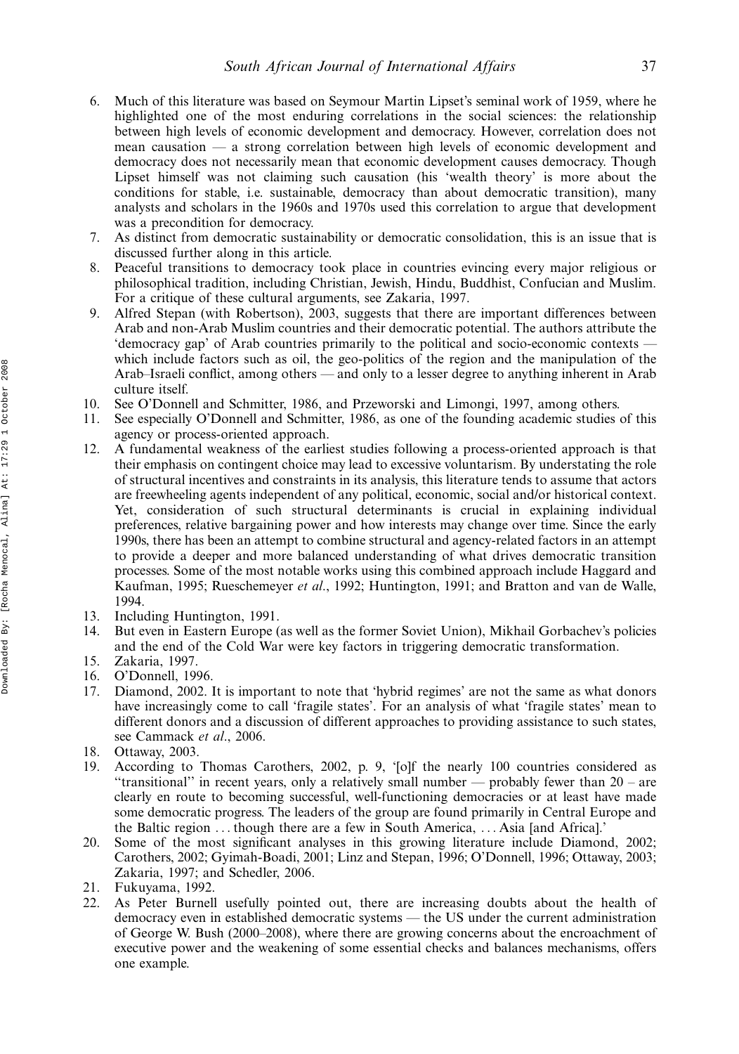6. Much of this literature was based on Seymour Martin Lipset's seminal work of 1959, where he highlighted one of the most enduring correlations in the social sciences: the relationship between high levels of economic development and democracy. However, correlation does not mean causation — a strong correlation between high levels of economic development and democracy does not necessarily mean that economic development causes democracy. Though Lipset himself was not claiming such causation (his 'wealth theory' is more about the conditions for stable, i.e. sustainable, democracy than about democratic transition), many analysts and scholars in the 1960s and 1970s used this correlation to argue that development was a precondition for democracy.
7. As distinct from democratic sustainability or democratic consolidation, this is an issue that is discussed further along in this article.
8. Peaceful transitions to democracy took place in countries evincing every major religious or philosophical tradition, including Christian, Jewish, Hindu, Buddhist, Confucian and Muslim. For a critique of these cultural arguments, see Zakaria, 1997.
9. Alfred Stepan (with Robertson), 2003, suggests that there are important differences between Arab and non-Arab Muslim countries and their democratic potential. The authors attribute the 'democracy gap' of Arab countries primarily to the political and socio-economic contexts — which include factors such as oil, the geo-politics of the region and the manipulation of the Arab–Israeli conflict, among others — and only to a lesser degree to anything inherent in Arab culture itself.
10. See O'Donnell and Schmitter, 1986, and Przeworski and Limongi, 1997, among others.
11. See especially O'Donnell and Schmitter, 1986, as one of the founding academic studies of this agency or process-oriented approach.
12. A fundamental weakness of the earliest studies following a process-oriented approach is that their emphasis on contingent choice may lead to excessive voluntarism. By understating the role of structural incentives and constraints in its analysis, this literature tends to assume that actors are freewheeling agents independent of any political, economic, social and/or historical context. Yet, consideration of such structural determinants is crucial in explaining individual preferences, relative bargaining power and how interests may change over time. Since the early 1990s, there has been an attempt to combine structural and agency-related factors in an attempt to provide a deeper and more balanced understanding of what drives democratic transition processes. Some of the most notable works using this combined approach include Haggard and Kaufman, 1995; Rueschemeyer *et al*., 1992; Huntington, 1991; and Bratton and van de Walle, 1994.
13. Including Huntington, 1991.
14. But even in Eastern Europe (as well as the former Soviet Union), Mikhail Gorbachev's policies and the end of the Cold War were key factors in triggering democratic transformation.
15. Zakaria, 1997.
16. O'Donnell, 1996.
17. Diamond, 2002. It is important to note that 'hybrid regimes' are not the same as what donors have increasingly come to call 'fragile states'. For an analysis of what 'fragile states' mean to different donors and a discussion of different approaches to providing assistance to such states, see Cammack *et al*., 2006.
18. Ottaway, 2003.
19. According to Thomas Carothers, 2002, p. 9, '[o]f the nearly 100 countries considered as "transitional" in recent years, only a relatively small number — probably fewer than 20 – are clearly en route to becoming successful, well-functioning democracies or at least have made some democratic progress. The leaders of the group are found primarily in Central Europe and the Baltic region ... though there are a few in South America, ... Asia [and Africa].'
20. Some of the most significant analyses in this growing literature include Diamond, 2002; Carothers, 2002; Gyimah-Boadi, 2001; Linz and Stepan, 1996; O'Donnell, 1996; Ottaway, 2003; Zakaria, 1997; and Schedler, 2006.
21. Fukuyama, 1992.
22. As Peter Burnell usefully pointed out, there are increasing doubts about the health of democracy even in established democratic systems — the US under the current administration of George W. Bush (2000–2008), where there are growing concerns about the encroachment of executive power and the weakening of some essential checks and balances mechanisms, offers one example.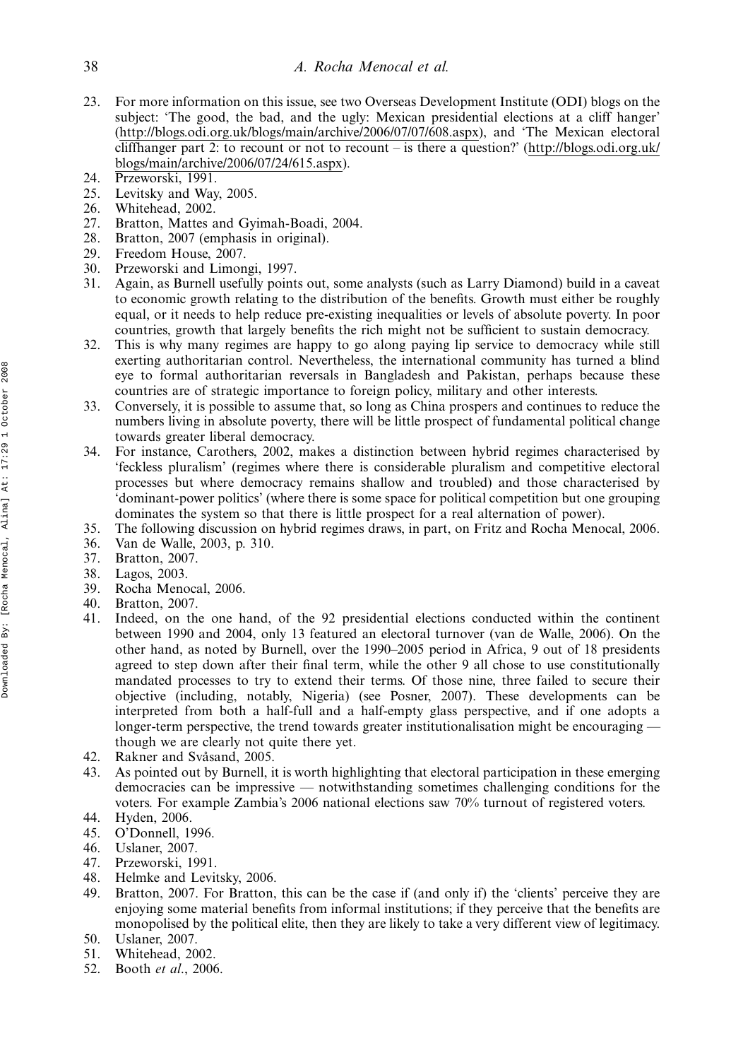23. For more information on this issue, see two Overseas Development Institute (ODI) blogs on the subject: 'The good, the bad, and the ugly: Mexican presidential elections at a cliff hanger' (http://blogs.odi.org.uk/blogs/main/archive/2006/07/07/608.aspx), and 'The Mexican electoral cliffhanger part 2: to recount or not to recount – is there a question?' (http://blogs.odi.org.uk/blogs/main/archive/2006/07/24/615.aspx).
24. Przeworski, 1991.
25. Levitsky and Way, 2005.
26. Whitehead, 2002.
27. Bratton, Mattes and Gyimah-Boadi, 2004.
28. Bratton, 2007 (emphasis in original).
29. Freedom House, 2007.
30. Przeworski and Limongi, 1997.
31. Again, as Burnell usefully points out, some analysts (such as Larry Diamond) build in a caveat to economic growth relating to the distribution of the benefits. Growth must either be roughly equal, or it needs to help reduce pre-existing inequalities or levels of absolute poverty. In poor countries, growth that largely benefits the rich might not be sufficient to sustain democracy.
32. This is why many regimes are happy to go along paying lip service to democracy while still exerting authoritarian control. Nevertheless, the international community has turned a blind eye to formal authoritarian reversals in Bangladesh and Pakistan, perhaps because these countries are of strategic importance to foreign policy, military and other interests.
33. Conversely, it is possible to assume that, so long as China prospers and continues to reduce the numbers living in absolute poverty, there will be little prospect of fundamental political change towards greater liberal democracy.
34. For instance, Carothers, 2002, makes a distinction between hybrid regimes characterised by 'feckless pluralism' (regimes where there is considerable pluralism and competitive electoral processes but where democracy remains shallow and troubled) and those characterised by 'dominant-power politics' (where there is some space for political competition but one grouping dominates the system so that there is little prospect for a real alternation of power).
35. The following discussion on hybrid regimes draws, in part, on Fritz and Rocha Menocal, 2006.
36. Van de Walle, 2003, p. 310.
37. Bratton, 2007.
38. Lagos, 2003.
39. Rocha Menocal, 2006.
40. Bratton, 2007.
41. Indeed, on the one hand, of the 92 presidential elections conducted within the continent between 1990 and 2004, only 13 featured an electoral turnover (van de Walle, 2006). On the other hand, as noted by Burnell, over the 1990–2005 period in Africa, 9 out of 18 presidents agreed to step down after their final term, while the other 9 all chose to use constitutionally mandated processes to try to extend their terms. Of those nine, three failed to secure their objective (including, notably, Nigeria) (see Posner, 2007). These developments can be interpreted from both a half-full and a half-empty glass perspective, and if one adopts a longer-term perspective, the trend towards greater institutionalisation might be encouraging — though we are clearly not quite there yet.
42. Rakner and Svåsand, 2005.
43. As pointed out by Burnell, it is worth highlighting that electoral participation in these emerging democracies can be impressive — notwithstanding sometimes challenging conditions for the voters. For example Zambia's 2006 national elections saw 70% turnout of registered voters.
44. Hyden, 2006.
45. O'Donnell, 1996.
46. Uslaner, 2007.
47. Przeworski, 1991.
48. Helmke and Levitsky, 2006.
49. Bratton, 2007. For Bratton, this can be the case if (and only if) the 'clients' perceive they are enjoying some material benefits from informal institutions; if they perceive that the benefits are monopolised by the political elite, then they are likely to take a very different view of legitimacy.
50. Uslaner, 2007.
51. Whitehead, 2002.
52. Booth *et al.*, 2006.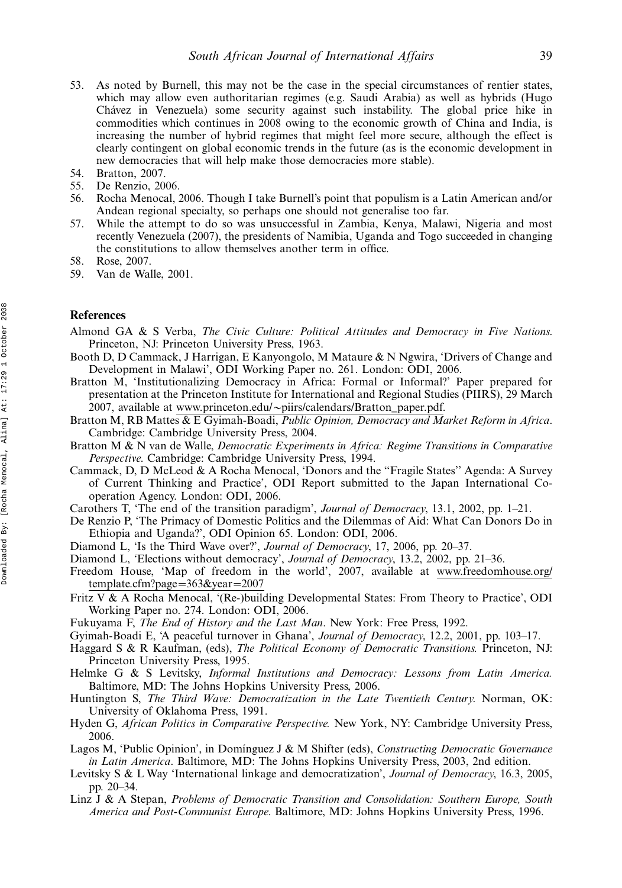53. As noted by Burnell, this may not be the case in the special circumstances of rentier states, which may allow even authoritarian regimes (e.g. Saudi Arabia) as well as hybrids (Hugo Chávez in Venezuela) some security against such instability. The global price hike in commodities which continues in 2008 owing to the economic growth of China and India, is increasing the number of hybrid regimes that might feel more secure, although the effect is clearly contingent on global economic trends in the future (as is the economic development in new democracies that will help make those democracies more stable).
54. Bratton, 2007.
55. De Renzio, 2006.
56. Rocha Menocal, 2006. Though I take Burnell's point that populism is a Latin American and/or Andean regional specialty, so perhaps one should not generalise too far.
57. While the attempt to do so was unsuccessful in Zambia, Kenya, Malawi, Nigeria and most recently Venezuela (2007), the presidents of Namibia, Uganda and Togo succeeded in changing the constitutions to allow themselves another term in office.
58. Rose, 2007.
59. Van de Walle, 2001.

## References

Almond GA & S Verba, *The Civic Culture: Political Attitudes and Democracy in Five Nations.* Princeton, NJ: Princeton University Press, 1963.

Booth D, D Cammack, J Harrigan, E Kanyongolo, M Mataure & N Ngwira, 'Drivers of Change and Development in Malawi', ODI Working Paper no. 261. London: ODI, 2006.

Bratton M, 'Institutionalizing Democracy in Africa: Formal or Informal?' Paper prepared for presentation at the Princeton Institute for International and Regional Studies (PIIRS), 29 March 2007, available at www.princeton.edu/~piirs/calendars/Bratton_paper.pdf.

Bratton M, RB Mattes & E Gyimah-Boadi, *Public Opinion, Democracy and Market Reform in Africa*. Cambridge: Cambridge University Press, 2004.

Bratton M & N van de Walle, *Democratic Experiments in Africa: Regime Transitions in Comparative Perspective*. Cambridge: Cambridge University Press, 1994.

Cammack, D, D McLeod & A Rocha Menocal, 'Donors and the "Fragile States" Agenda: A Survey of Current Thinking and Practice', ODI Report submitted to the Japan International Co-operation Agency. London: ODI, 2006.

Carothers T, 'The end of the transition paradigm', *Journal of Democracy*, 13.1, 2002, pp. 1–21.

De Renzio P, 'The Primacy of Domestic Politics and the Dilemmas of Aid: What Can Donors Do in Ethiopia and Uganda?', ODI Opinion 65. London: ODI, 2006.

Diamond L, 'Is the Third Wave over?', *Journal of Democracy*, 17, 2006, pp. 20–37.

Diamond L, 'Elections without democracy', *Journal of Democracy*, 13.2, 2002, pp. 21–36.

Freedom House, 'Map of freedom in the world', 2007, available at www.freedomhouse.org/template.cfm?page=363&year=2007

Fritz V & A Rocha Menocal, '(Re-)building Developmental States: From Theory to Practice', ODI Working Paper no. 274. London: ODI, 2006.

Fukuyama F, *The End of History and the Last Man*. New York: Free Press, 1992.

Gyimah-Boadi E, 'A peaceful turnover in Ghana', *Journal of Democracy*, 12.2, 2001, pp. 103–17.

Haggard S & R Kaufman, (eds), *The Political Economy of Democratic Transitions.* Princeton, NJ: Princeton University Press, 1995.

Helmke G & S Levitsky, *Informal Institutions and Democracy: Lessons from Latin America.* Baltimore, MD: The Johns Hopkins University Press, 2006.

Huntington S, *The Third Wave: Democratization in the Late Twentieth Century.* Norman, OK: University of Oklahoma Press, 1991.

Hyden G, *African Politics in Comparative Perspective.* New York, NY: Cambridge University Press, 2006.

Lagos M, 'Public Opinion', in Domínguez J & M Shifter (eds), *Constructing Democratic Governance in Latin America*. Baltimore, MD: The Johns Hopkins University Press, 2003, 2nd edition.

Levitsky S & L Way 'International linkage and democratization', *Journal of Democracy*, 16.3, 2005, pp. 20–34.

Linz J & A Stepan, *Problems of Democratic Transition and Consolidation: Southern Europe, South America and Post-Communist Europe*. Baltimore, MD: Johns Hopkins University Press, 1996.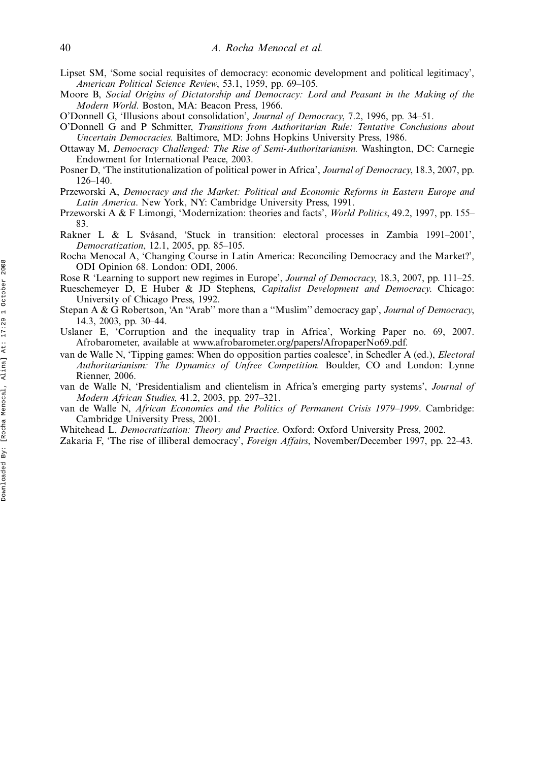Lipset SM, 'Some social requisites of democracy: economic development and political legitimacy', *American Political Science Review*, 53.1, 1959, pp. 69–105.

Moore B, *Social Origins of Dictatorship and Democracy: Lord and Peasant in the Making of the Modern World*. Boston, MA: Beacon Press, 1966.

O'Donnell G, 'Illusions about consolidation', *Journal of Democracy*, 7.2, 1996, pp. 34–51.

O'Donnell G and P Schmitter, *Transitions from Authoritarian Rule: Tentative Conclusions about Uncertain Democracies*. Baltimore, MD: Johns Hopkins University Press, 1986.

Ottaway M, *Democracy Challenged: The Rise of Semi-Authoritarianism*. Washington, DC: Carnegie Endowment for International Peace, 2003.

Posner D, 'The institutionalization of political power in Africa', *Journal of Democracy*, 18.3, 2007, pp. 126–140.

Przeworski A, *Democracy and the Market: Political and Economic Reforms in Eastern Europe and Latin America*. New York, NY: Cambridge University Press, 1991.

Przeworski A & F Limongi, 'Modernization: theories and facts', *World Politics*, 49.2, 1997, pp. 155–83.

Rakner L & L Svåsand, 'Stuck in transition: electoral processes in Zambia 1991–2001', *Democratization*, 12.1, 2005, pp. 85–105.

Rocha Menocal A, 'Changing Course in Latin America: Reconciling Democracy and the Market?', ODI Opinion 68. London: ODI, 2006.

Rose R 'Learning to support new regimes in Europe', *Journal of Democracy*, 18.3, 2007, pp. 111–25.

Rueschemeyer D, E Huber & JD Stephens, *Capitalist Development and Democracy*. Chicago: University of Chicago Press, 1992.

Stepan A & G Robertson, 'An "Arab" more than a "Muslim" democracy gap', *Journal of Democracy*, 14.3, 2003, pp. 30–44.

Uslaner E, 'Corruption and the inequality trap in Africa', Working Paper no. 69, 2007. Afrobarometer, available at www.afrobarometer.org/papers/AfropaperNo69.pdf.

van de Walle N, 'Tipping games: When do opposition parties coalesce', in Schedler A (ed.), *Electoral Authoritarianism: The Dynamics of Unfree Competition*. Boulder, CO and London: Lynne Rienner, 2006.

van de Walle N, 'Presidentialism and clientelism in Africa's emerging party systems', *Journal of Modern African Studies*, 41.2, 2003, pp. 297–321.

van de Walle N, *African Economies and the Politics of Permanent Crisis 1979–1999*. Cambridge: Cambridge University Press, 2001.

Whitehead L, *Democratization: Theory and Practice*. Oxford: Oxford University Press, 2002.

Zakaria F, 'The rise of illiberal democracy', *Foreign Affairs*, November/December 1997, pp. 22–43.